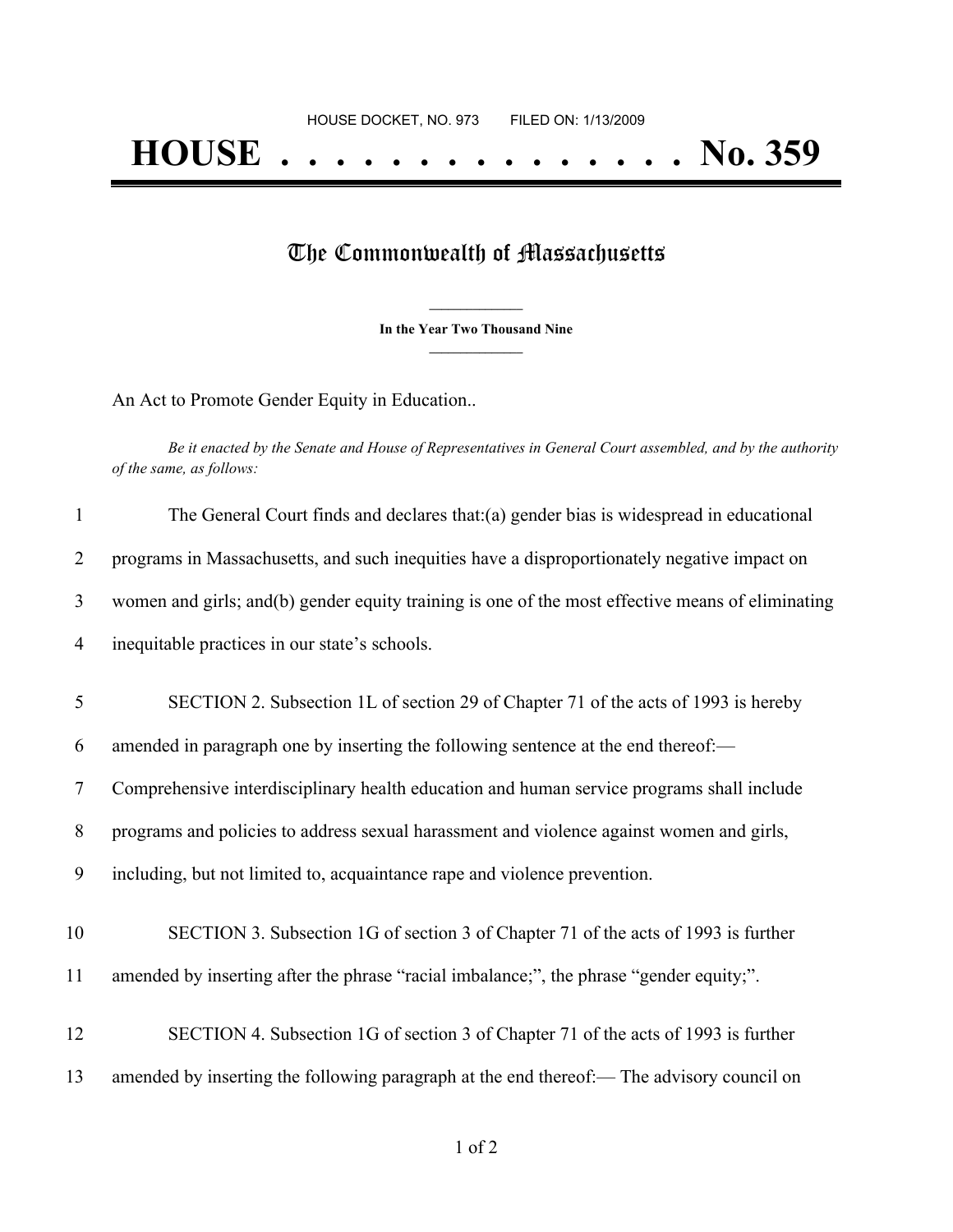HOUSE DOCKET, NO. 973        FILED ON: 1/13/2009

# HOUSE . . . . . . . . . . . . . . . . No. 359

## The Commonwealth of Massachusetts

**In the Year Two Thousand Nine**

An Act to Promote Gender Equity in Education..

*Be it enacted by the Senate and House of Representatives in General Court assembled, and by the authority of the same, as follows:*

1 The General Court finds and declares that:(a) gender bias is widespread in educational
2 programs in Massachusetts, and such inequities have a disproportionately negative impact on
3 women and girls; and(b) gender equity training is one of the most effective means of eliminating
4 inequitable practices in our state's schools.

5 SECTION 2. Subsection 1L of section 29 of Chapter 71 of the acts of 1993 is hereby
6 amended in paragraph one by inserting the following sentence at the end thereof:—
7 Comprehensive interdisciplinary health education and human service programs shall include
8 programs and policies to address sexual harassment and violence against women and girls,
9 including, but not limited to, acquaintance rape and violence prevention.

10 SECTION 3. Subsection 1G of section 3 of Chapter 71 of the acts of 1993 is further
11 amended by inserting after the phrase "racial imbalance;", the phrase "gender equity;".

12 SECTION 4. Subsection 1G of section 3 of Chapter 71 of the acts of 1993 is further
13 amended by inserting the following paragraph at the end thereof:— The advisory council on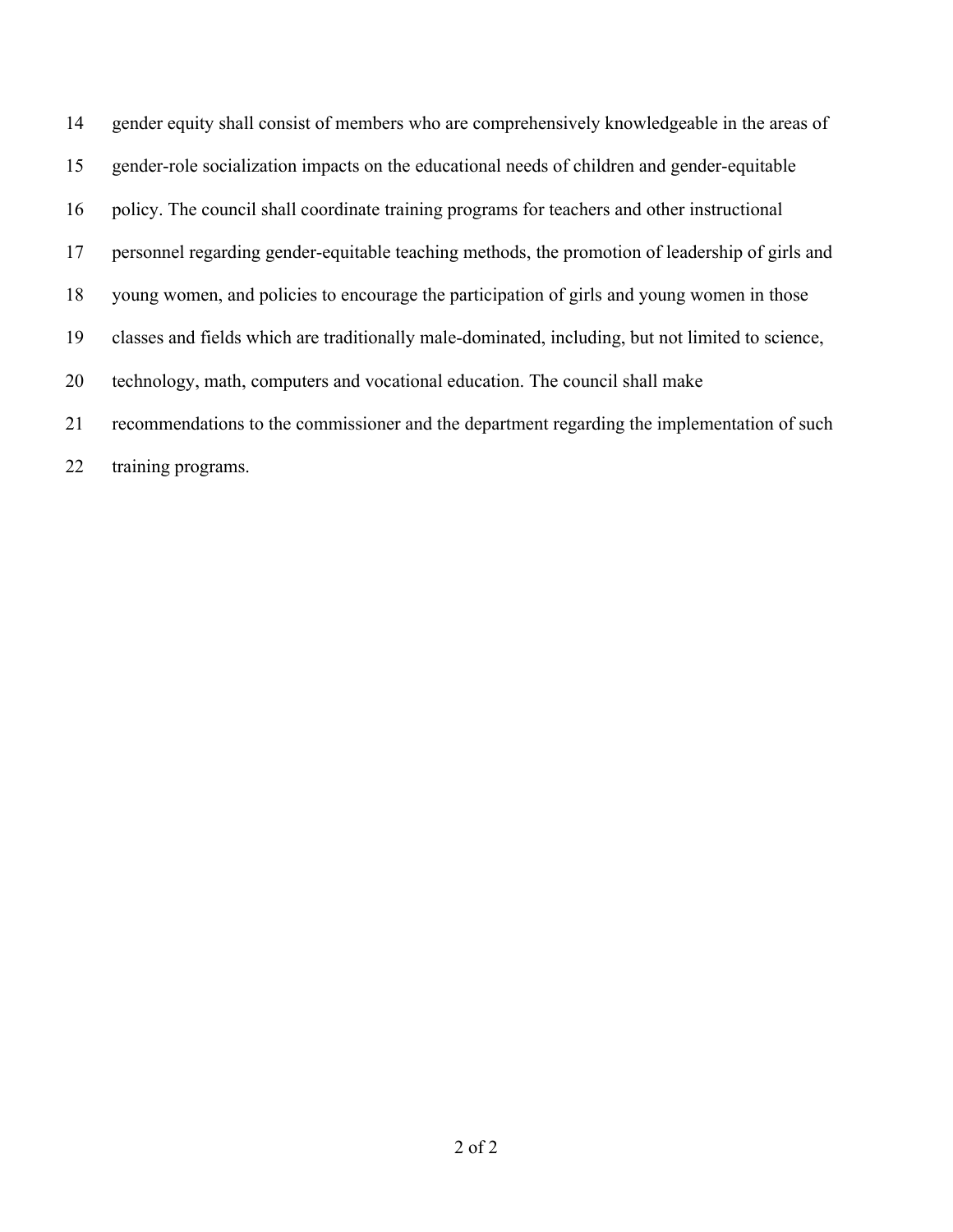gender equity shall consist of members who are comprehensively knowledgeable in the areas of gender-role socialization impacts on the educational needs of children and gender-equitable policy. The council shall coordinate training programs for teachers and other instructional personnel regarding gender-equitable teaching methods, the promotion of leadership of girls and young women, and policies to encourage the participation of girls and young women in those classes and fields which are traditionally male-dominated, including, but not limited to science, technology, math, computers and vocational education. The council shall make recommendations to the commissioner and the department regarding the implementation of such training programs.